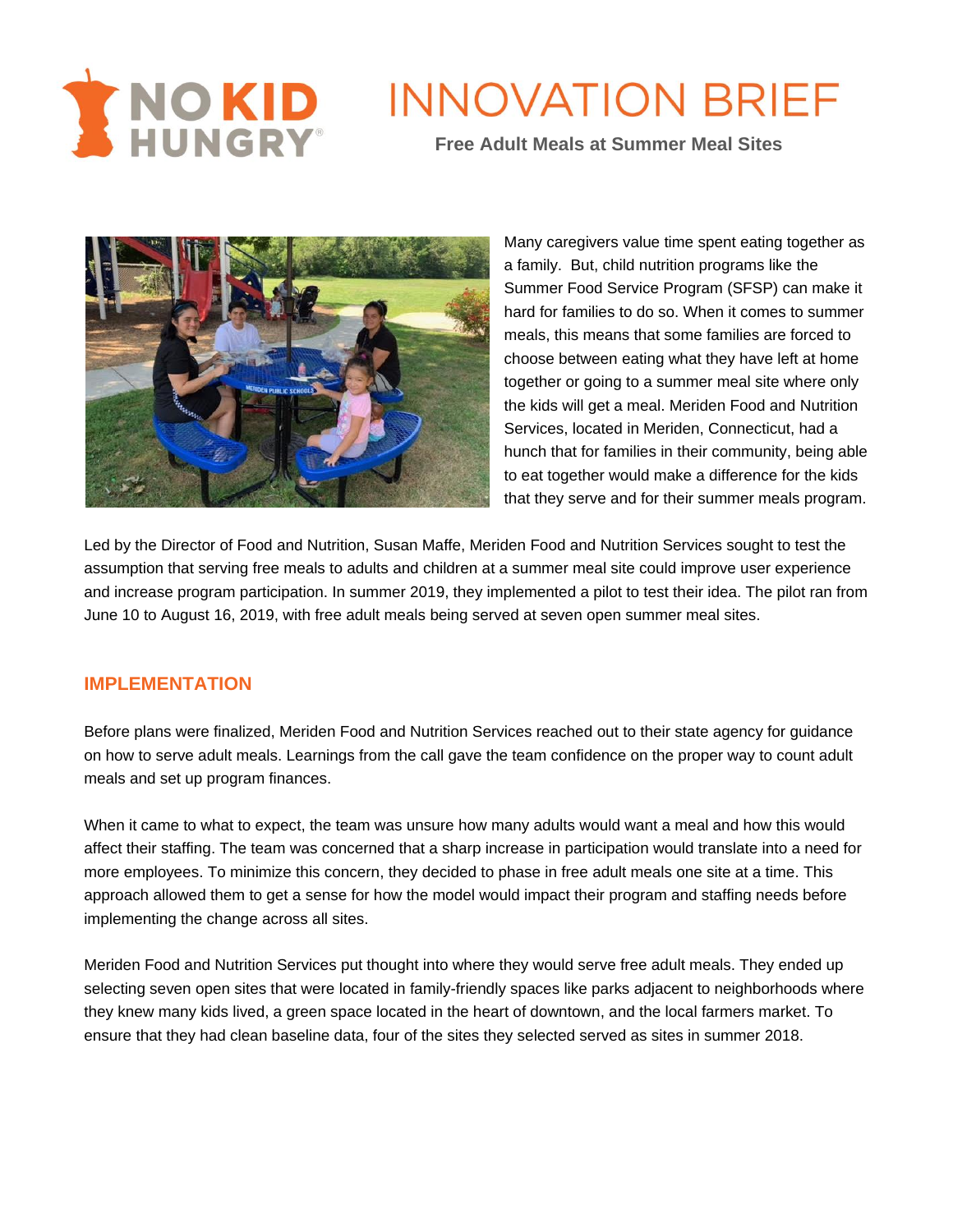# INNOVATION BRIEF

## Free Adult Meals at Summer Meal Sites

Many caregivers value time spent eating together as a family. But, child nutrition programs like the Summer Food Service Program (SFSP) can make it hard for families to do so. When it comes to summer meals, this means that some families are forced to choose between eating what they have left at home together or going to a summer meal site where only the kids will get a meal. Meriden Food and Nutrition Services, located in Meriden, Connecticut, had a hunch that for families in their community, being able to eat together would make a difference for the kids that they serve and for their summer meals program.

Led by the Director of Food and Nutrition, Susan Maffe, Meriden Food and Nutrition Services sought to test the assumption that serving free meals to adults and children at a summer meal site could improve user experience and increase program participation. In summer 2019, they implemented a pilot to test their idea. The pilot ran from June 10 to August 16, 2019, with free adult meals being served at seven open summer meal sites.

## IMPLEMENTATION

Before plans were finalized, Meriden Food and Nutrition Services reached out to their state agency for guidance on how to serve adult meals. Learnings from the call gave the team confidence on the proper way to count adult meals and set up program finances.

When it came to what to expect, the team was unsure how many adults would want a meal and how this would affect their staffing. The team was concerned that a sharp increase in participation would translate into a need for more employees. To minimize this concern, they decided to phase in free adult meals one site at a time. This approach allowed them to get a sense for how the model would impact their program and staffing needs before implementing the change across all sites.

Meriden Food and Nutrition Services put thought into where they would serve free adult meals. They ended up selecting seven open sites that were located in family-friendly spaces like parks adjacent to neighborhoods where they knew many kids lived, a green space located in the heart of downtown, and the local farmers market. To ensure that they had clean baseline data, four of the sites they selected served as sites in summer 2018.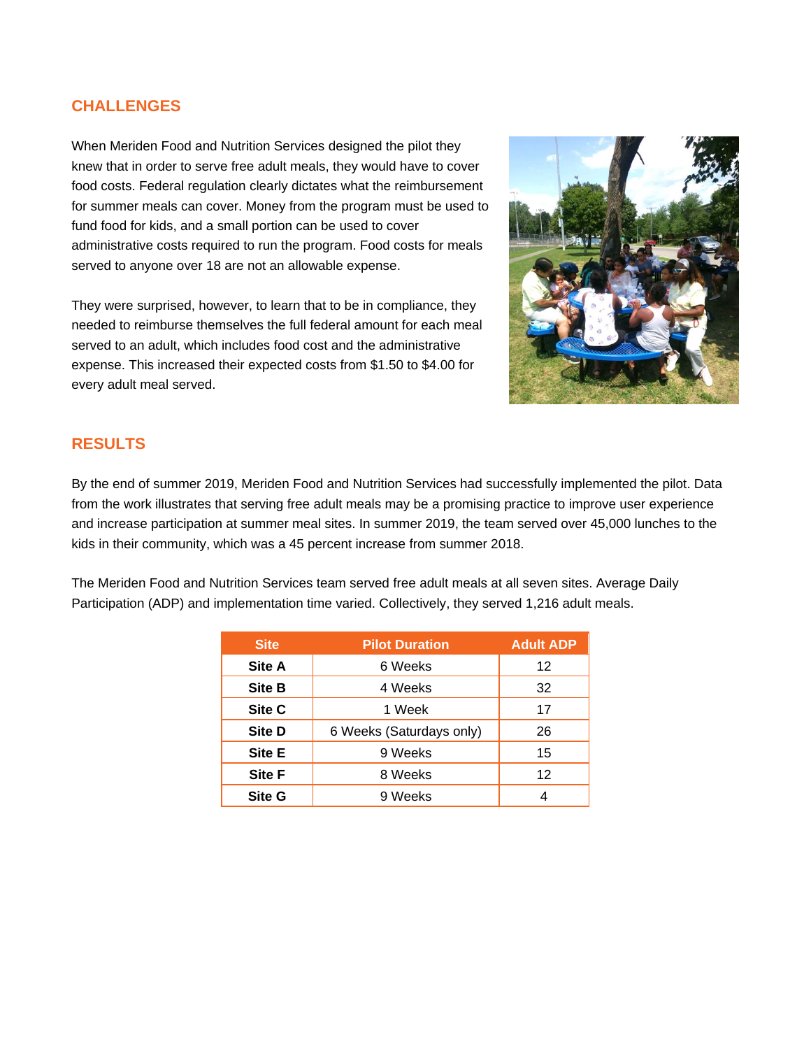## CHALLENGES

When Meriden Food and Nutrition Services designed the pilot they knew that in order to serve free adult meals, they would have to cover food costs. Federal regulation clearly dictates what the reimbursement for summer meals can cover. Money from the program must be used to fund food for kids, and a small portion can be used to cover administrative costs required to run the program. Food costs for meals served to anyone over 18 are not an allowable expense.

They were surprised, however, to learn that to be in compliance, they needed to reimburse themselves the full federal amount for each meal served to an adult, which includes food cost and the administrative expense. This increased their expected costs from $1.50 to $4.00 for every adult meal served.

## RESULTS

By the end of summer 2019, Meriden Food and Nutrition Services had successfully implemented the pilot. Data from the work illustrates that serving free adult meals may be a promising practice to improve user experience and increase participation at summer meal sites. In summer 2019, the team served over 45,000 lunches to the kids in their community, which was a 45 percent increase from summer 2018.

The Meriden Food and Nutrition Services team served free adult meals at all seven sites. Average Daily Participation (ADP) and implementation time varied. Collectively, they served 1,216 adult meals.

| Site | Pilot Duration | Adult ADP |
|---|---|---|
| **Site A** | 6 Weeks | 12 |
| **Site B** | 4 Weeks | 32 |
| **Site C** | 1 Week | 17 |
| **Site D** | 6 Weeks (Saturdays only) | 26 |
| **Site E** | 9 Weeks | 15 |
| **Site F** | 8 Weeks | 12 |
| **Site G** | 9 Weeks | 4 |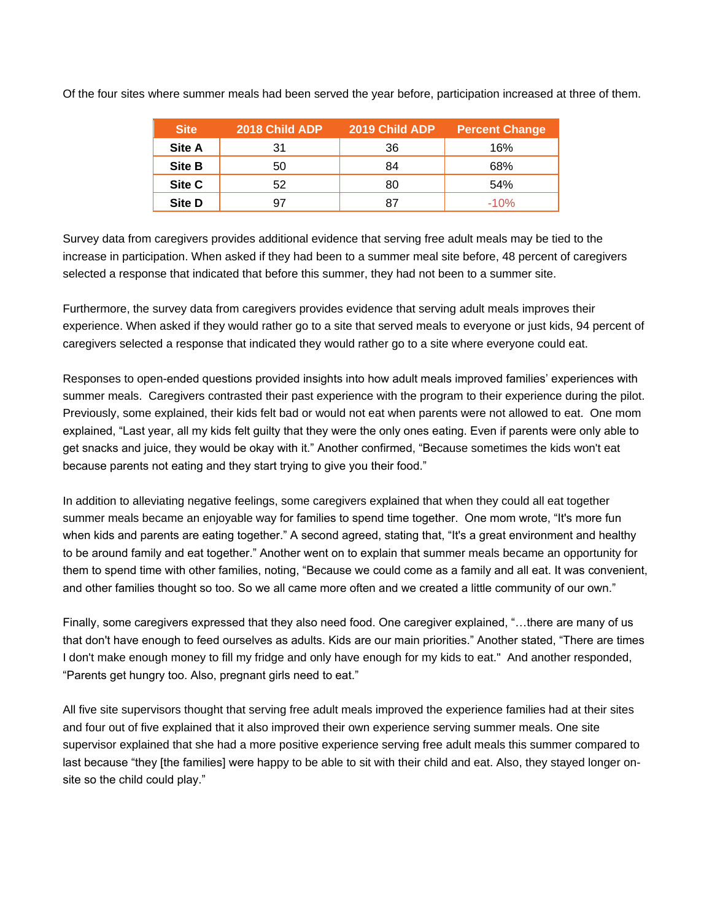Of the four sites where summer meals had been served the year before, participation increased at three of them.

| Site | 2018 Child ADP | 2019 Child ADP | Percent Change |
|---|---|---|---|
| **Site A** | 31 | 36 | 16% |
| **Site B** | 50 | 84 | 68% |
| **Site C** | 52 | 80 | 54% |
| **Site D** | 97 | 87 | -10% |

Survey data from caregivers provides additional evidence that serving free adult meals may be tied to the increase in participation. When asked if they had been to a summer meal site before, 48 percent of caregivers selected a response that indicated that before this summer, they had not been to a summer site.

Furthermore, the survey data from caregivers provides evidence that serving adult meals improves their experience. When asked if they would rather go to a site that served meals to everyone or just kids, 94 percent of caregivers selected a response that indicated they would rather go to a site where everyone could eat.

Responses to open-ended questions provided insights into how adult meals improved families' experiences with summer meals. Caregivers contrasted their past experience with the program to their experience during the pilot. Previously, some explained, their kids felt bad or would not eat when parents were not allowed to eat. One mom explained, "Last year, all my kids felt guilty that they were the only ones eating. Even if parents were only able to get snacks and juice, they would be okay with it." Another confirmed, "Because sometimes the kids won't eat because parents not eating and they start trying to give you their food."

In addition to alleviating negative feelings, some caregivers explained that when they could all eat together summer meals became an enjoyable way for families to spend time together. One mom wrote, "It's more fun when kids and parents are eating together." A second agreed, stating that, "It's a great environment and healthy to be around family and eat together." Another went on to explain that summer meals became an opportunity for them to spend time with other families, noting, "Because we could come as a family and all eat. It was convenient, and other families thought so too. So we all came more often and we created a little community of our own."

Finally, some caregivers expressed that they also need food. One caregiver explained, "…there are many of us that don't have enough to feed ourselves as adults. Kids are our main priorities." Another stated, "There are times I don't make enough money to fill my fridge and only have enough for my kids to eat." And another responded, "Parents get hungry too. Also, pregnant girls need to eat."

All five site supervisors thought that serving free adult meals improved the experience families had at their sites and four out of five explained that it also improved their own experience serving summer meals. One site supervisor explained that she had a more positive experience serving free adult meals this summer compared to last because "they [the families] were happy to be able to sit with their child and eat. Also, they stayed longer on-site so the child could play."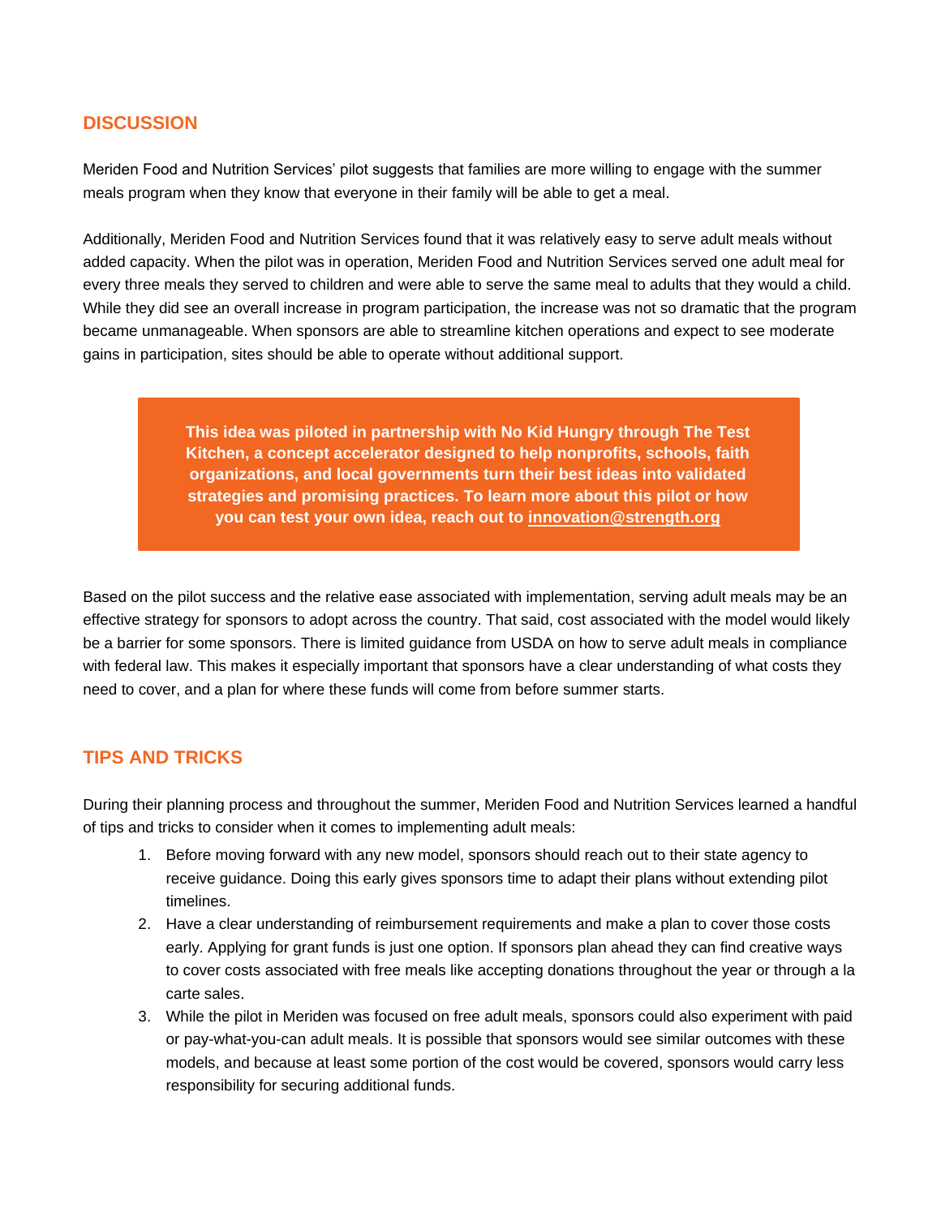## DISCUSSION

Meriden Food and Nutrition Services' pilot suggests that families are more willing to engage with the summer meals program when they know that everyone in their family will be able to get a meal.

Additionally, Meriden Food and Nutrition Services found that it was relatively easy to serve adult meals without added capacity. When the pilot was in operation, Meriden Food and Nutrition Services served one adult meal for every three meals they served to children and were able to serve the same meal to adults that they would a child. While they did see an overall increase in program participation, the increase was not so dramatic that the program became unmanageable. When sponsors are able to streamline kitchen operations and expect to see moderate gains in participation, sites should be able to operate without additional support.

**This idea was piloted in partnership with No Kid Hungry through The Test Kitchen, a concept accelerator designed to help nonprofits, schools, faith organizations, and local governments turn their best ideas into validated strategies and promising practices. To learn more about this pilot or how you can test your own idea, reach out to innovation@strength.org**

Based on the pilot success and the relative ease associated with implementation, serving adult meals may be an effective strategy for sponsors to adopt across the country. That said, cost associated with the model would likely be a barrier for some sponsors. There is limited guidance from USDA on how to serve adult meals in compliance with federal law. This makes it especially important that sponsors have a clear understanding of what costs they need to cover, and a plan for where these funds will come from before summer starts.

## TIPS AND TRICKS

During their planning process and throughout the summer, Meriden Food and Nutrition Services learned a handful of tips and tricks to consider when it comes to implementing adult meals:

1. Before moving forward with any new model, sponsors should reach out to their state agency to receive guidance. Doing this early gives sponsors time to adapt their plans without extending pilot timelines.
2. Have a clear understanding of reimbursement requirements and make a plan to cover those costs early. Applying for grant funds is just one option. If sponsors plan ahead they can find creative ways to cover costs associated with free meals like accepting donations throughout the year or through a la carte sales.
3. While the pilot in Meriden was focused on free adult meals, sponsors could also experiment with paid or pay-what-you-can adult meals. It is possible that sponsors would see similar outcomes with these models, and because at least some portion of the cost would be covered, sponsors would carry less responsibility for securing additional funds.